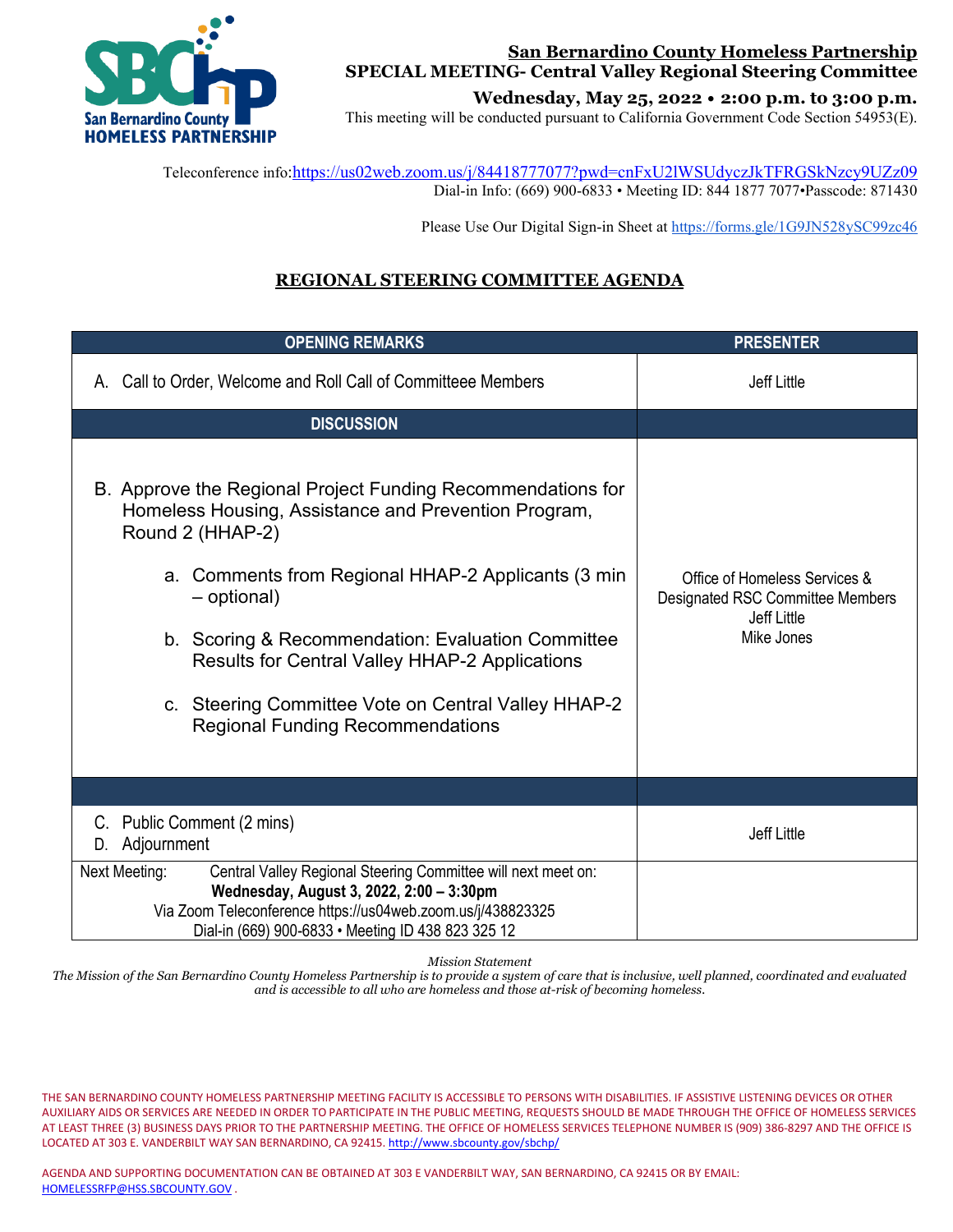**San Bernardino County Homeless Partnership**
**SPECIAL MEETING- Central Valley Regional Steering Committee**

**Wednesday, May 25, 2022 • 2:00 p.m. to 3:00 p.m.**

This meeting will be conducted pursuant to California Government Code Section 54953(E).

Teleconference info: https://us02web.zoom.us/j/84418777077?pwd=cnFxU2lWSUdyczJkTFRGSkNzcy9UZz09
Dial-in Info: (669) 900-6833 • Meeting ID: 844 1877 7077•Passcode: 871430

Please Use Our Digital Sign-in Sheet at https://forms.gle/1G9JN528ySC99zc46

## REGIONAL STEERING COMMITTEE AGENDA

| OPENING REMARKS | PRESENTER |
|---|---|
| A. Call to Order, Welcome and Roll Call of Committeee Members | Jeff Little |
| **DISCUSSION** | |
| B. Approve the Regional Project Funding Recommendations for Homeless Housing, Assistance and Prevention Program, Round 2 (HHAP-2)<br><br>a. Comments from Regional HHAP-2 Applicants (3 min – optional)<br><br>b. Scoring & Recommendation: Evaluation Committee Results for Central Valley HHAP-2 Applications<br><br>c. Steering Committee Vote on Central Valley HHAP-2 Regional Funding Recommendations | Office of Homeless Services & Designated RSC Committee Members<br>Jeff Little<br>Mike Jones |
| | |
| C. Public Comment (2 mins)<br>D. Adjournment | Jeff Little |
| Next Meeting: Central Valley Regional Steering Committee will next meet on: **Wednesday, August 3, 2022, 2:00 – 3:30pm**<br>Via Zoom Teleconference https://us04web.zoom.us/j/438823325<br>Dial-in (669) 900-6833 • Meeting ID 438 823 325 12 | |

*Mission Statement*
*The Mission of the San Bernardino County Homeless Partnership is to provide a system of care that is inclusive, well planned, coordinated and evaluated and is accessible to all who are homeless and those at-risk of becoming homeless.*

THE SAN BERNARDINO COUNTY HOMELESS PARTNERSHIP MEETING FACILITY IS ACCESSIBLE TO PERSONS WITH DISABILITIES. IF ASSISTIVE LISTENING DEVICES OR OTHER AUXILIARY AIDS OR SERVICES ARE NEEDED IN ORDER TO PARTICIPATE IN THE PUBLIC MEETING, REQUESTS SHOULD BE MADE THROUGH THE OFFICE OF HOMELESS SERVICES AT LEAST THREE (3) BUSINESS DAYS PRIOR TO THE PARTNERSHIP MEETING. THE OFFICE OF HOMELESS SERVICES TELEPHONE NUMBER IS (909) 386-8297 AND THE OFFICE IS LOCATED AT 303 E. VANDERBILT WAY SAN BERNARDINO, CA 92415. http://www.sbcounty.gov/sbchp/

AGENDA AND SUPPORTING DOCUMENTATION CAN BE OBTAINED AT 303 E VANDERBILT WAY, SAN BERNARDINO, CA 92415 OR BY EMAIL: HOMELESSRFP@HSS.SBCOUNTY.GOV .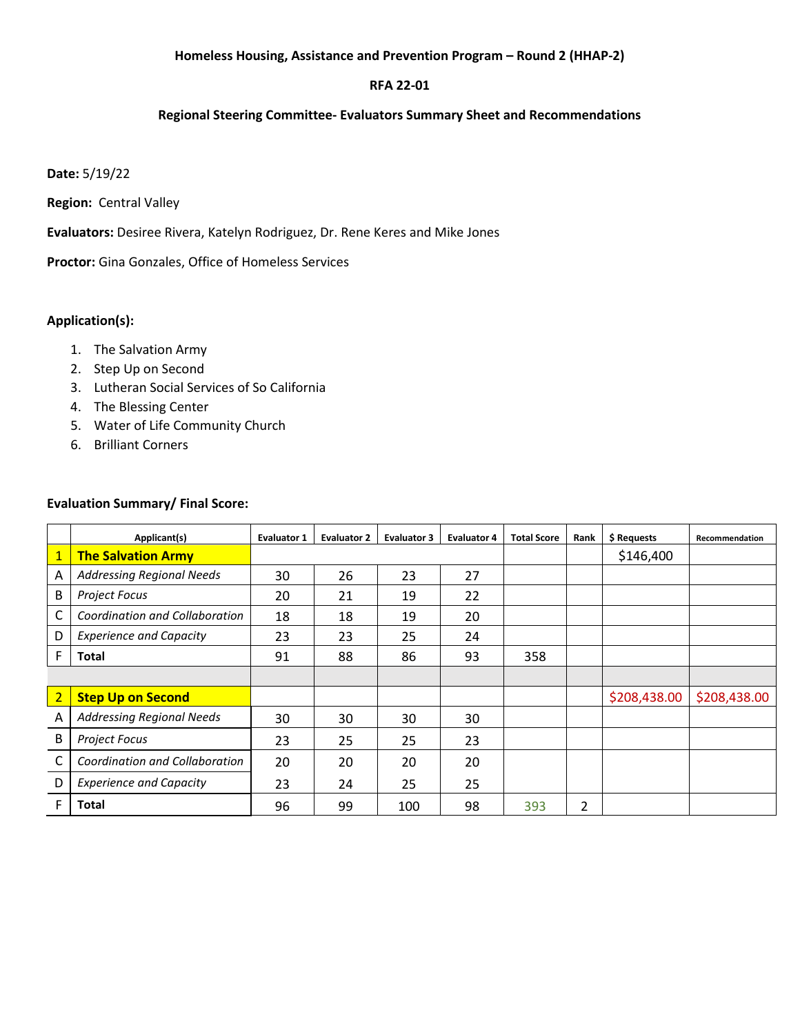**Homeless Housing, Assistance and Prevention Program – Round 2 (HHAP-2)**

**RFA 22-01**

**Regional Steering Committee- Evaluators Summary Sheet and Recommendations**

**Date:** 5/19/22

**Region:** Central Valley

**Evaluators:** Desiree Rivera, Katelyn Rodriguez, Dr. Rene Keres and Mike Jones

**Proctor:** Gina Gonzales, Office of Homeless Services

**Application(s):**

1. The Salvation Army
2. Step Up on Second
3. Lutheran Social Services of So California
4. The Blessing Center
5. Water of Life Community Church
6. Brilliant Corners

**Evaluation Summary/ Final Score:**

| | Applicant(s) | Evaluator 1 | Evaluator 2 | Evaluator 3 | Evaluator 4 | Total Score | Rank | $ Requests | Recommendation |
|---|---|---|---|---|---|---|---|---|---|
| 1 | **The Salvation Army** | | | | | | | $146,400 | |
| A | *Addressing Regional Needs* | 30 | 26 | 23 | 27 | | | | |
| B | *Project Focus* | 20 | 21 | 19 | 22 | | | | |
| C | *Coordination and Collaboration* | 18 | 18 | 19 | 20 | | | | |
| D | *Experience and Capacity* | 23 | 23 | 25 | 24 | | | | |
| F | **Total** | 91 | 88 | 86 | 93 | 358 | | | |
| | | | | | | | | | |
| 2 | **Step Up on Second** | | | | | | | $208,438.00 | $208,438.00 |
| A | *Addressing Regional Needs* | 30 | 30 | 30 | 30 | | | | |
| B | *Project Focus* | 23 | 25 | 25 | 23 | | | | |
| C | *Coordination and Collaboration* | 20 | 20 | 20 | 20 | | | | |
| D | *Experience and Capacity* | 23 | 24 | 25 | 25 | | | | |
| F | **Total** | 96 | 99 | 100 | 98 | 393 | 2 | | |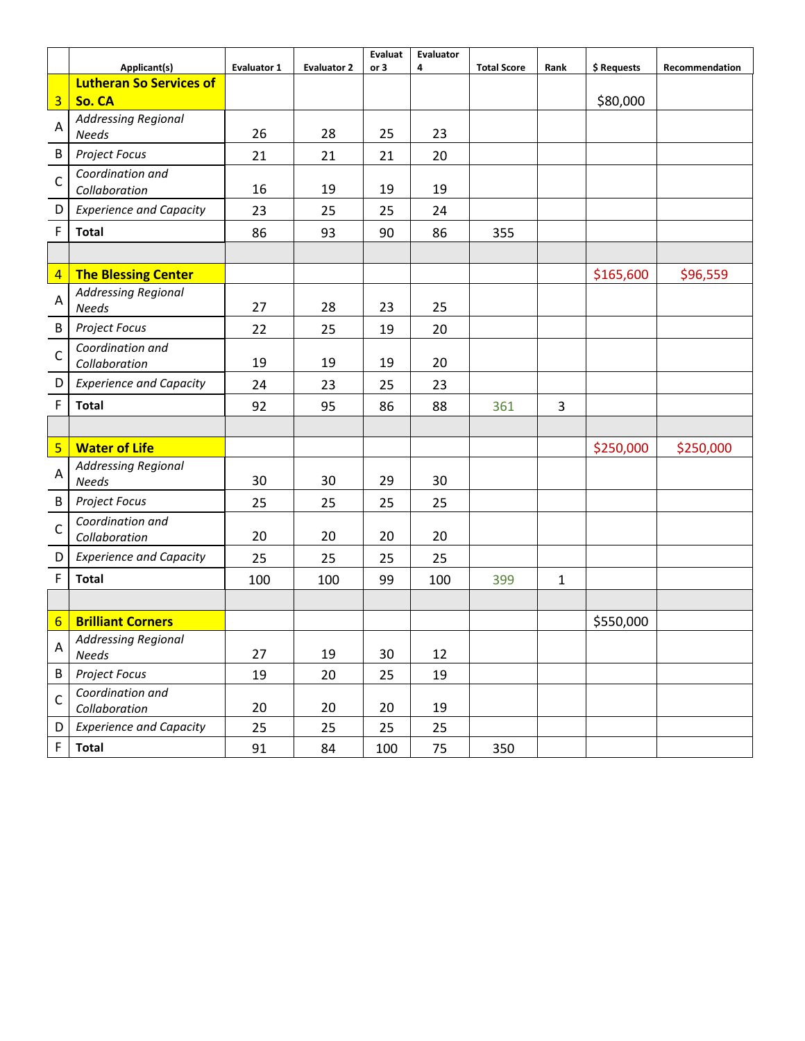| | Applicant(s) | Evaluator 1 | Evaluator 2 | Evaluator 3 | Evaluator 4 | Total Score | Rank | $ Requests | Recommendation |
|---|---|---|---|---|---|---|---|---|---|
| 3 | **Lutheran So Services of So. CA** | | | | | | | $80,000 | |
| A | *Addressing Regional Needs* | 26 | 28 | 25 | 23 | | | | |
| B | *Project Focus* | 21 | 21 | 21 | 20 | | | | |
| C | *Coordination and Collaboration* | 16 | 19 | 19 | 19 | | | | |
| D | *Experience and Capacity* | 23 | 25 | 25 | 24 | | | | |
| F | **Total** | 86 | 93 | 90 | 86 | 355 | | | |
| | | | | | | | | | |
| 4 | **The Blessing Center** | | | | | | | $165,600 | $96,559 |
| A | *Addressing Regional Needs* | 27 | 28 | 23 | 25 | | | | |
| B | *Project Focus* | 22 | 25 | 19 | 20 | | | | |
| C | *Coordination and Collaboration* | 19 | 19 | 19 | 20 | | | | |
| D | *Experience and Capacity* | 24 | 23 | 25 | 23 | | | | |
| F | **Total** | 92 | 95 | 86 | 88 | 361 | 3 | | |
| | | | | | | | | | |
| 5 | **Water of Life** | | | | | | | $250,000 | $250,000 |
| A | *Addressing Regional Needs* | 30 | 30 | 29 | 30 | | | | |
| B | *Project Focus* | 25 | 25 | 25 | 25 | | | | |
| C | *Coordination and Collaboration* | 20 | 20 | 20 | 20 | | | | |
| D | *Experience and Capacity* | 25 | 25 | 25 | 25 | | | | |
| F | **Total** | 100 | 100 | 99 | 100 | 399 | 1 | | |
| | | | | | | | | | |
| 6 | **Brilliant Corners** | | | | | | | $550,000 | |
| A | *Addressing Regional Needs* | 27 | 19 | 30 | 12 | | | | |
| B | *Project Focus* | 19 | 20 | 25 | 19 | | | | |
| C | *Coordination and Collaboration* | 20 | 20 | 20 | 19 | | | | |
| D | *Experience and Capacity* | 25 | 25 | 25 | 25 | | | | |
| F | **Total** | 91 | 84 | 100 | 75 | 350 | | | |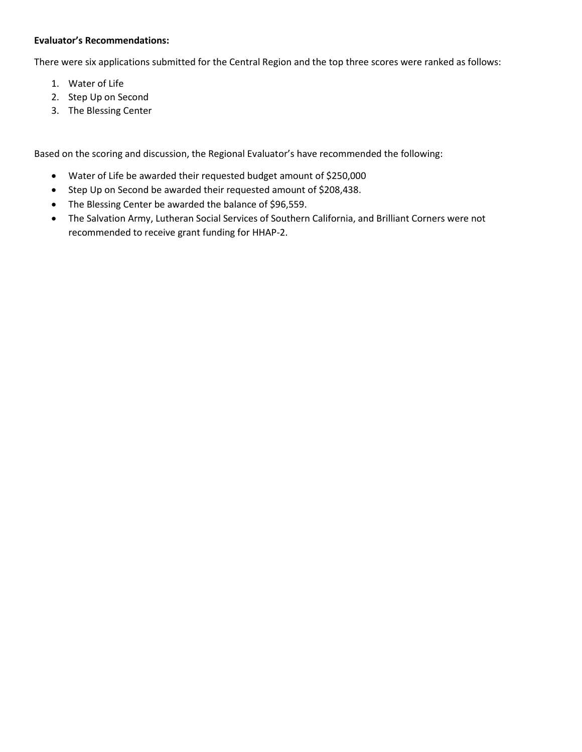**Evaluator's Recommendations:**

There were six applications submitted for the Central Region and the top three scores were ranked as follows:

1. Water of Life
2. Step Up on Second
3. The Blessing Center

Based on the scoring and discussion, the Regional Evaluator's have recommended the following:

- Water of Life be awarded their requested budget amount of $250,000
- Step Up on Second be awarded their requested amount of $208,438.
- The Blessing Center be awarded the balance of $96,559.
- The Salvation Army, Lutheran Social Services of Southern California, and Brilliant Corners were not recommended to receive grant funding for HHAP-2.